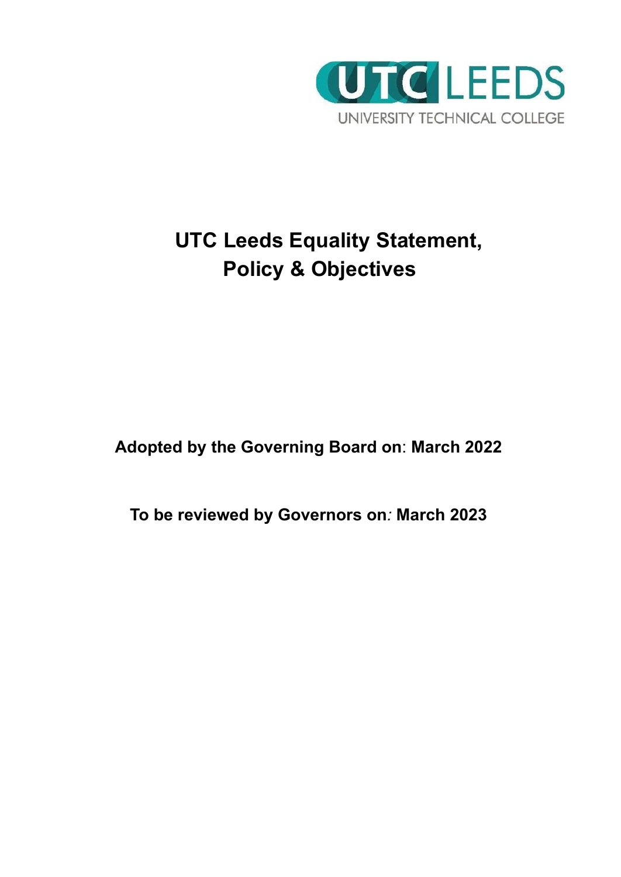UTC LEEDS

UNIVERSITY TECHNICAL COLLEGE

# UTC Leeds Equality Statement, Policy & Objectives

**Adopted by the Governing Board on: March 2022**

**To be reviewed by Governors on: March 2023**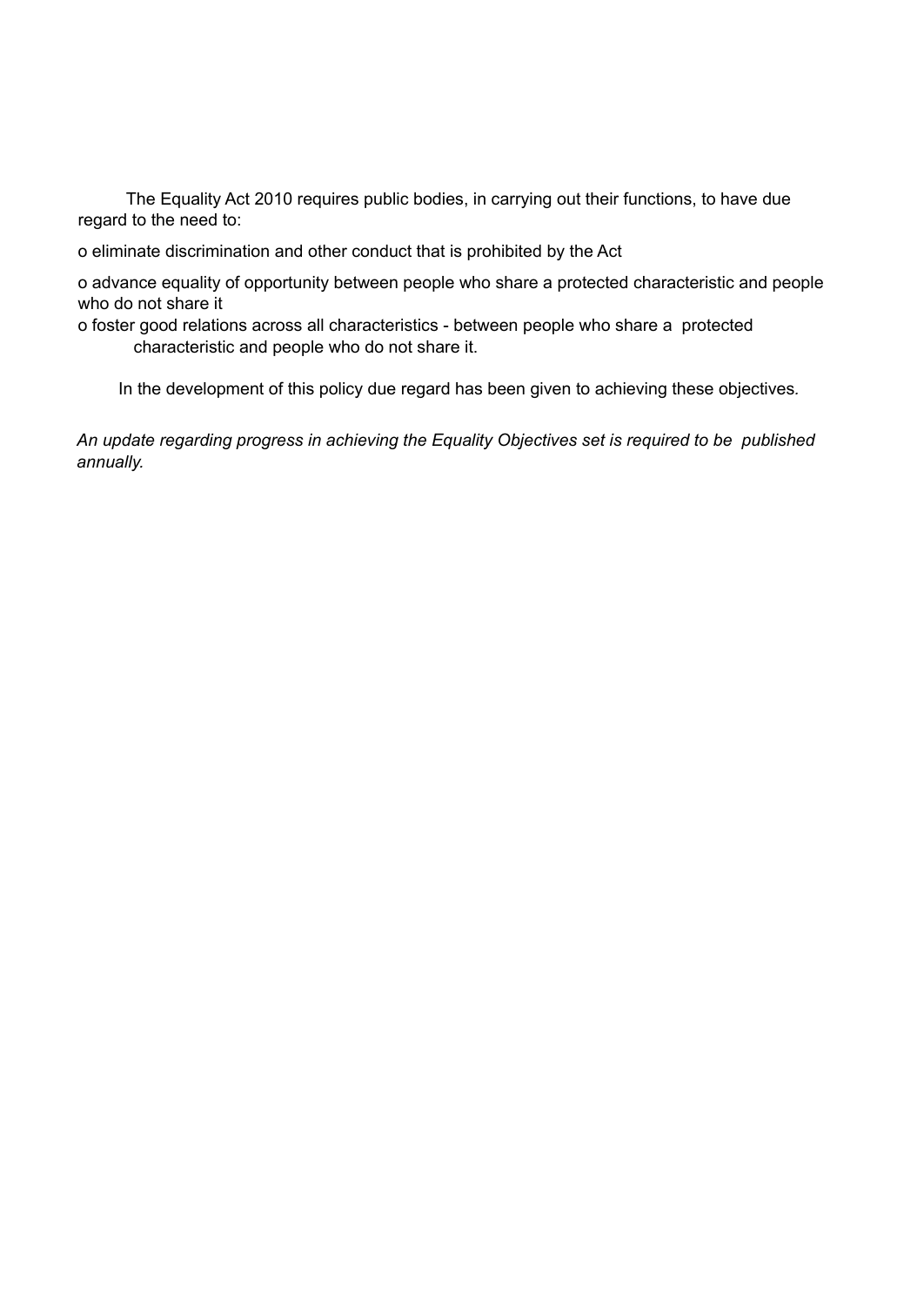The Equality Act 2010 requires public bodies, in carrying out their functions, to have due regard to the need to:

- eliminate discrimination and other conduct that is prohibited by the Act
- advance equality of opportunity between people who share a protected characteristic and people who do not share it
- foster good relations across all characteristics - between people who share a protected characteristic and people who do not share it.

In the development of this policy due regard has been given to achieving these objectives.

*An update regarding progress in achieving the Equality Objectives set is required to be published annually.*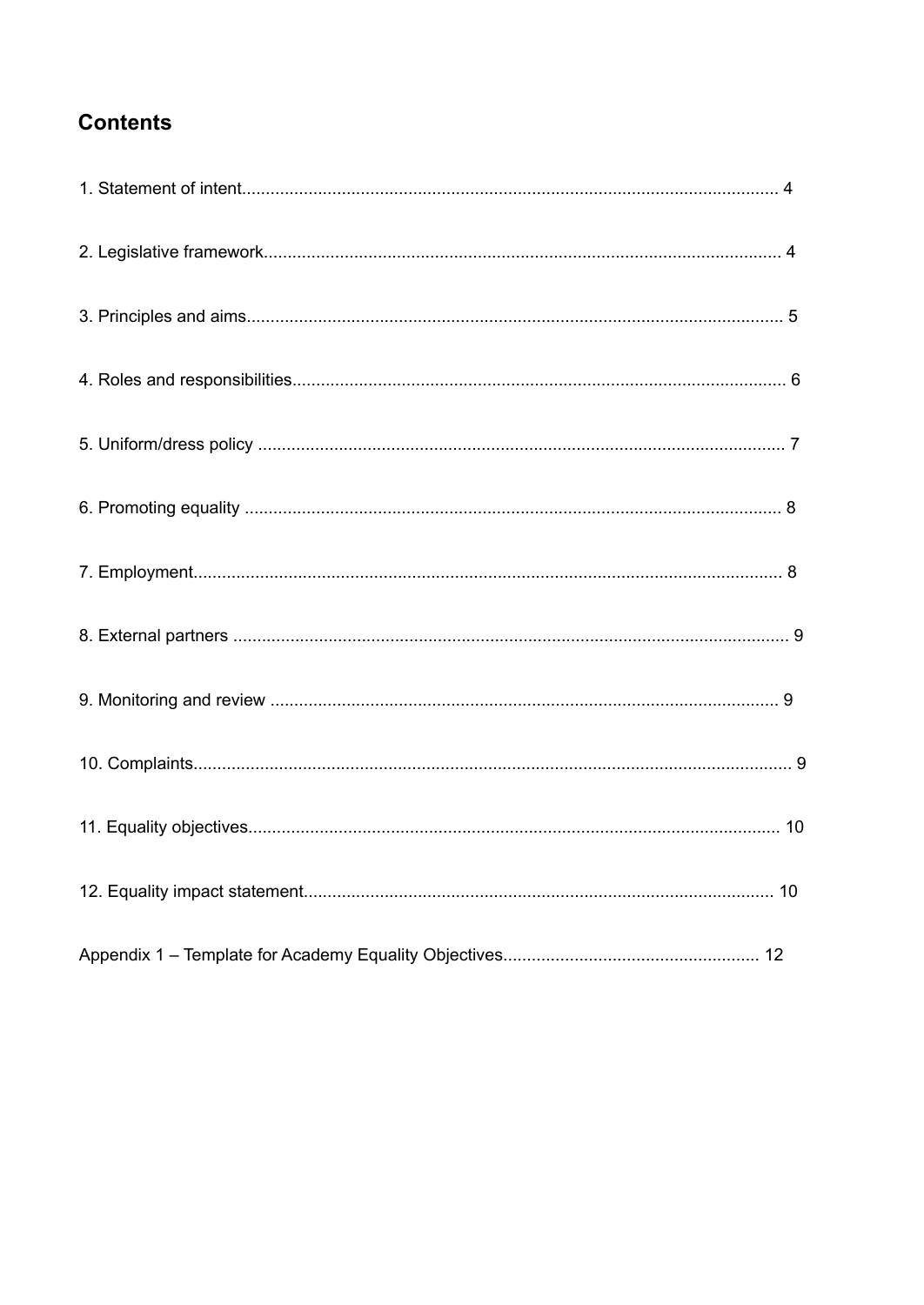## Contents

1. Statement of intent................................................................................................................ 4

2. Legislative framework............................................................................................................ 4

3. Principles and aims................................................................................................................ 5

4. Roles and responsibilities....................................................................................................... 6

5. Uniform/dress policy .............................................................................................................. 7

6. Promoting equality ................................................................................................................ 8

7. Employment........................................................................................................................... 8

8. External partners .................................................................................................................... 9

9. Monitoring and review ........................................................................................................... 9

10. Complaints............................................................................................................................. 9

11. Equality objectives............................................................................................................... 10

12. Equality impact statement.................................................................................................. 10

Appendix 1 – Template for Academy Equality Objectives...................................................... 12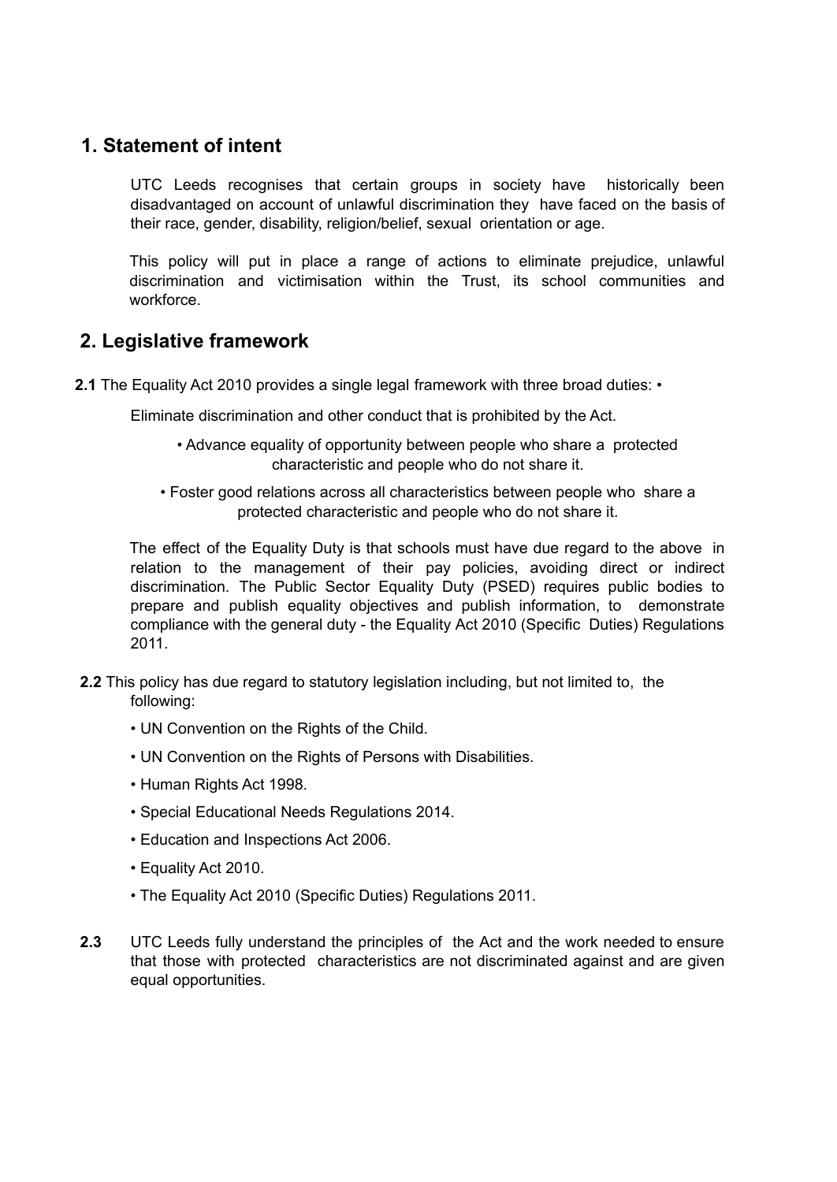## 1. Statement of intent

UTC Leeds recognises that certain groups in society have historically been disadvantaged on account of unlawful discrimination they have faced on the basis of their race, gender, disability, religion/belief, sexual orientation or age.

This policy will put in place a range of actions to eliminate prejudice, unlawful discrimination and victimisation within the Trust, its school communities and workforce.

## 2. Legislative framework

**2.1** The Equality Act 2010 provides a single legal framework with three broad duties: •

Eliminate discrimination and other conduct that is prohibited by the Act.

• Advance equality of opportunity between people who share a protected characteristic and people who do not share it.

• Foster good relations across all characteristics between people who share a protected characteristic and people who do not share it.

The effect of the Equality Duty is that schools must have due regard to the above in relation to the management of their pay policies, avoiding direct or indirect discrimination. The Public Sector Equality Duty (PSED) requires public bodies to prepare and publish equality objectives and publish information, to demonstrate compliance with the general duty - the Equality Act 2010 (Specific Duties) Regulations 2011.

**2.2** This policy has due regard to statutory legislation including, but not limited to, the following:

- UN Convention on the Rights of the Child.
- UN Convention on the Rights of Persons with Disabilities.
- Human Rights Act 1998.
- Special Educational Needs Regulations 2014.
- Education and Inspections Act 2006.
- Equality Act 2010.
- The Equality Act 2010 (Specific Duties) Regulations 2011.

**2.3** UTC Leeds fully understand the principles of the Act and the work needed to ensure that those with protected characteristics are not discriminated against and are given equal opportunities.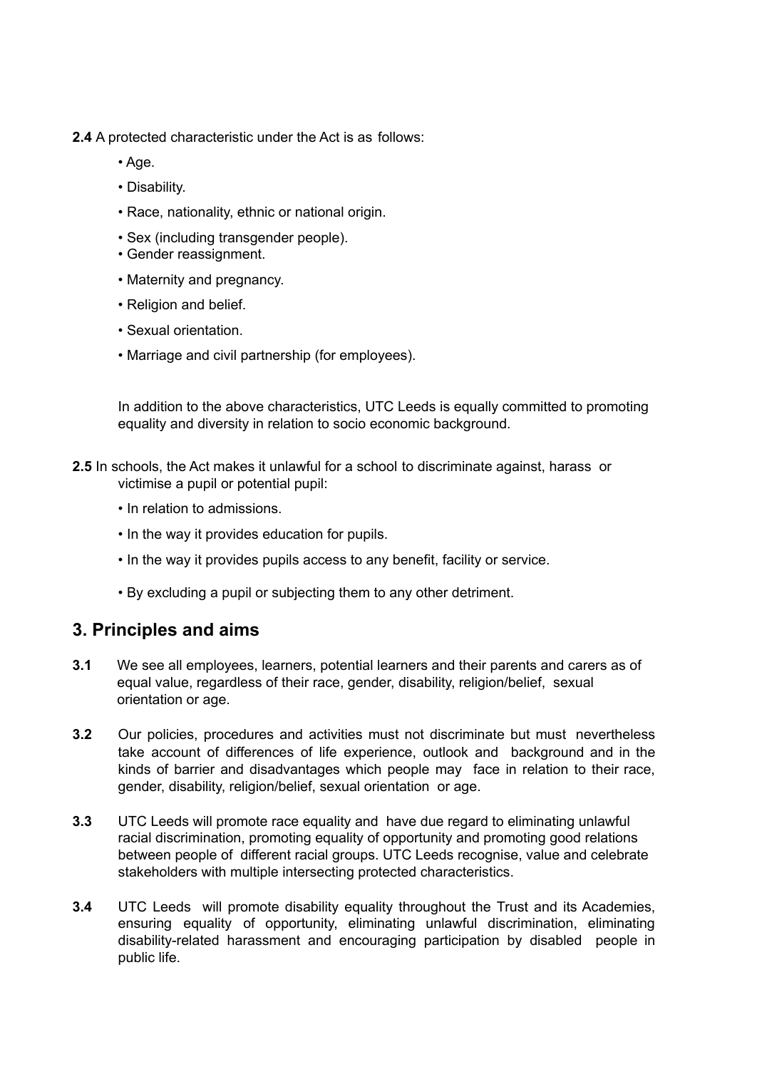**2.4** A protected characteristic under the Act is as follows:

- Age.
- Disability.
- Race, nationality, ethnic or national origin.
- Sex (including transgender people).
- Gender reassignment.
- Maternity and pregnancy.
- Religion and belief.
- Sexual orientation.
- Marriage and civil partnership (for employees).

In addition to the above characteristics, UTC Leeds is equally committed to promoting equality and diversity in relation to socio economic background.

**2.5** In schools, the Act makes it unlawful for a school to discriminate against, harass or victimise a pupil or potential pupil:

- In relation to admissions.
- In the way it provides education for pupils.
- In the way it provides pupils access to any benefit, facility or service.
- By excluding a pupil or subjecting them to any other detriment.

## 3. Principles and aims

**3.1** We see all employees, learners, potential learners and their parents and carers as of equal value, regardless of their race, gender, disability, religion/belief, sexual orientation or age.

**3.2** Our policies, procedures and activities must not discriminate but must nevertheless take account of differences of life experience, outlook and background and in the kinds of barrier and disadvantages which people may face in relation to their race, gender, disability, religion/belief, sexual orientation or age.

**3.3** UTC Leeds will promote race equality and have due regard to eliminating unlawful racial discrimination, promoting equality of opportunity and promoting good relations between people of different racial groups. UTC Leeds recognise, value and celebrate stakeholders with multiple intersecting protected characteristics.

**3.4** UTC Leeds will promote disability equality throughout the Trust and its Academies, ensuring equality of opportunity, eliminating unlawful discrimination, eliminating disability-related harassment and encouraging participation by disabled people in public life.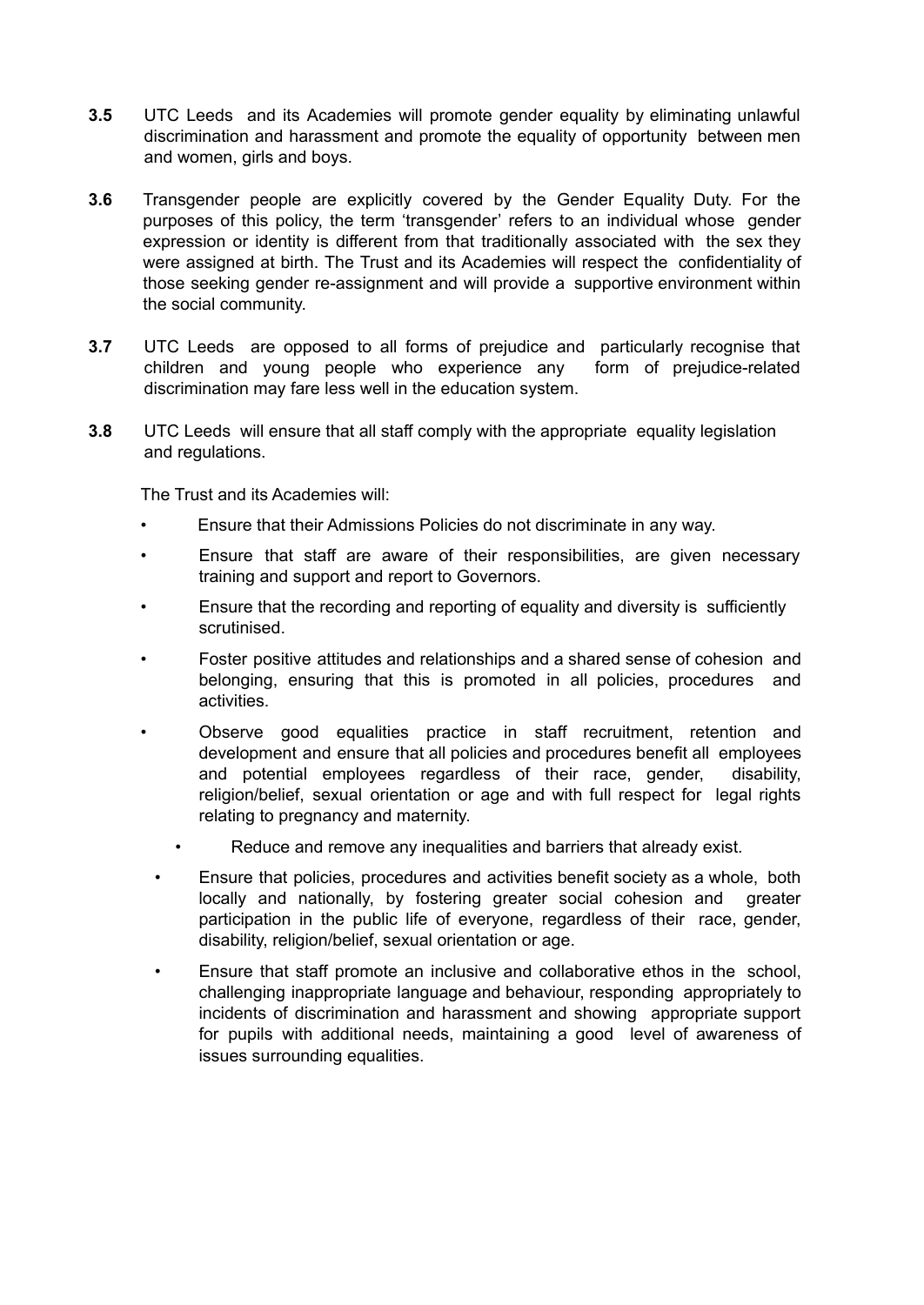**3.5** UTC Leeds and its Academies will promote gender equality by eliminating unlawful discrimination and harassment and promote the equality of opportunity between men and women, girls and boys.

**3.6** Transgender people are explicitly covered by the Gender Equality Duty. For the purposes of this policy, the term 'transgender' refers to an individual whose gender expression or identity is different from that traditionally associated with the sex they were assigned at birth. The Trust and its Academies will respect the confidentiality of those seeking gender re-assignment and will provide a supportive environment within the social community.

**3.7** UTC Leeds are opposed to all forms of prejudice and particularly recognise that children and young people who experience any form of prejudice-related discrimination may fare less well in the education system.

**3.8** UTC Leeds will ensure that all staff comply with the appropriate equality legislation and regulations.

The Trust and its Academies will:

- Ensure that their Admissions Policies do not discriminate in any way.
- Ensure that staff are aware of their responsibilities, are given necessary training and support and report to Governors.
- Ensure that the recording and reporting of equality and diversity is sufficiently scrutinised.
- Foster positive attitudes and relationships and a shared sense of cohesion and belonging, ensuring that this is promoted in all policies, procedures and activities.
- Observe good equalities practice in staff recruitment, retention and development and ensure that all policies and procedures benefit all employees and potential employees regardless of their race, gender, disability, religion/belief, sexual orientation or age and with full respect for legal rights relating to pregnancy and maternity.
- Reduce and remove any inequalities and barriers that already exist.
- Ensure that policies, procedures and activities benefit society as a whole, both locally and nationally, by fostering greater social cohesion and greater participation in the public life of everyone, regardless of their race, gender, disability, religion/belief, sexual orientation or age.
- Ensure that staff promote an inclusive and collaborative ethos in the school, challenging inappropriate language and behaviour, responding appropriately to incidents of discrimination and harassment and showing appropriate support for pupils with additional needs, maintaining a good level of awareness of issues surrounding equalities.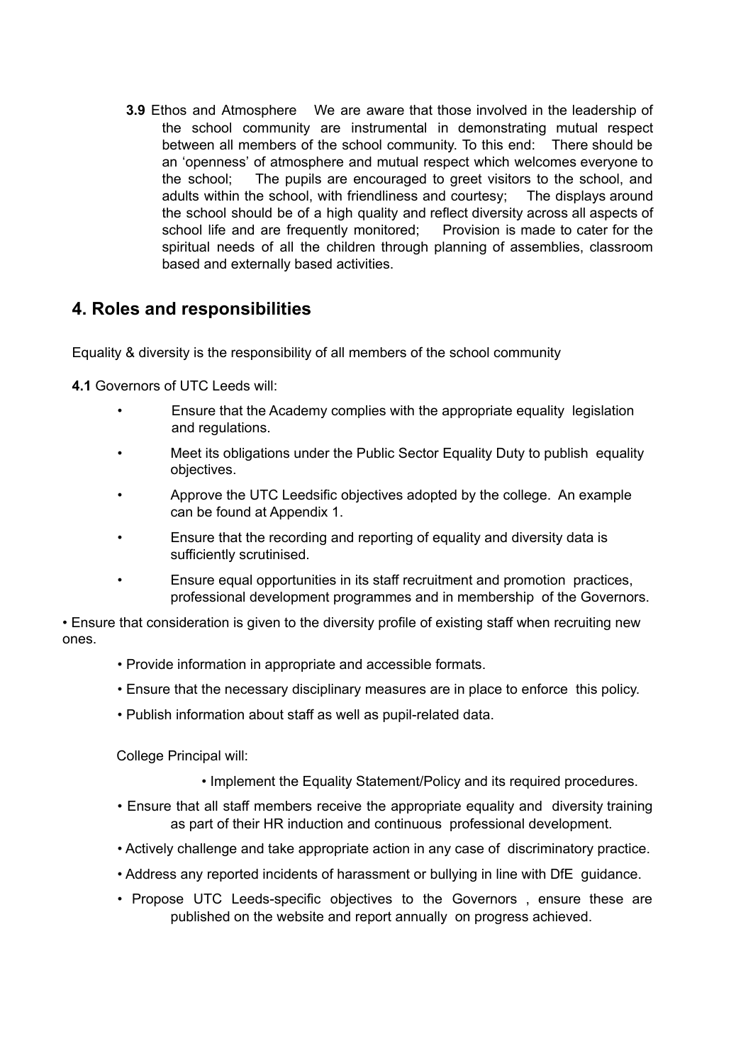**3.9** Ethos and Atmosphere We are aware that those involved in the leadership of the school community are instrumental in demonstrating mutual respect between all members of the school community. To this end: There should be an 'openness' of atmosphere and mutual respect which welcomes everyone to the school; The pupils are encouraged to greet visitors to the school, and adults within the school, with friendliness and courtesy; The displays around the school should be of a high quality and reflect diversity across all aspects of school life and are frequently monitored; Provision is made to cater for the spiritual needs of all the children through planning of assemblies, classroom based and externally based activities.

## 4. Roles and responsibilities

Equality & diversity is the responsibility of all members of the school community

**4.1** Governors of UTC Leeds will:

- Ensure that the Academy complies with the appropriate equality legislation and regulations.
- Meet its obligations under the Public Sector Equality Duty to publish equality objectives.
- Approve the UTC Leedsific objectives adopted by the college. An example can be found at Appendix 1.
- Ensure that the recording and reporting of equality and diversity data is sufficiently scrutinised.
- Ensure equal opportunities in its staff recruitment and promotion practices, professional development programmes and in membership of the Governors.
- Ensure that consideration is given to the diversity profile of existing staff when recruiting new ones.
- Provide information in appropriate and accessible formats.
- Ensure that the necessary disciplinary measures are in place to enforce this policy.
- Publish information about staff as well as pupil-related data.

College Principal will:

- Implement the Equality Statement/Policy and its required procedures.
- Ensure that all staff members receive the appropriate equality and diversity training as part of their HR induction and continuous professional development.
- Actively challenge and take appropriate action in any case of discriminatory practice.
- Address any reported incidents of harassment or bullying in line with DfE guidance.
- Propose UTC Leeds-specific objectives to the Governors , ensure these are published on the website and report annually on progress achieved.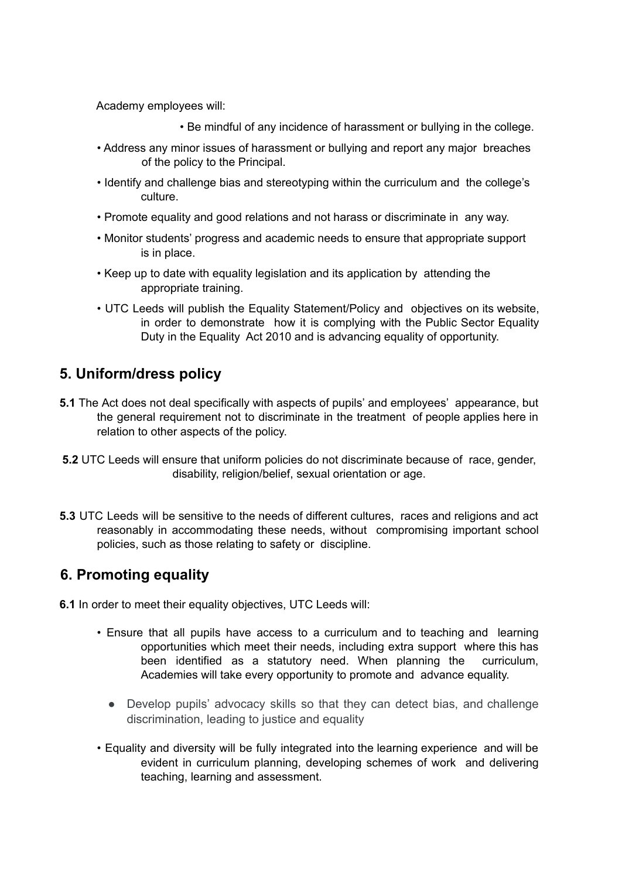Academy employees will:

- Be mindful of any incidence of harassment or bullying in the college.
- Address any minor issues of harassment or bullying and report any major breaches of the policy to the Principal.
- Identify and challenge bias and stereotyping within the curriculum and the college's culture.
- Promote equality and good relations and not harass or discriminate in any way.
- Monitor students' progress and academic needs to ensure that appropriate support is in place.
- Keep up to date with equality legislation and its application by attending the appropriate training.
- UTC Leeds will publish the Equality Statement/Policy and objectives on its website, in order to demonstrate how it is complying with the Public Sector Equality Duty in the Equality Act 2010 and is advancing equality of opportunity.

## 5. Uniform/dress policy

**5.1** The Act does not deal specifically with aspects of pupils' and employees' appearance, but the general requirement not to discriminate in the treatment of people applies here in relation to other aspects of the policy.

**5.2** UTC Leeds will ensure that uniform policies do not discriminate because of race, gender, disability, religion/belief, sexual orientation or age.

**5.3** UTC Leeds will be sensitive to the needs of different cultures, races and religions and act reasonably in accommodating these needs, without compromising important school policies, such as those relating to safety or discipline.

## 6. Promoting equality

**6.1** In order to meet their equality objectives, UTC Leeds will:

- Ensure that all pupils have access to a curriculum and to teaching and learning opportunities which meet their needs, including extra support where this has been identified as a statutory need. When planning the curriculum, Academies will take every opportunity to promote and advance equality.
- Develop pupils' advocacy skills so that they can detect bias, and challenge discrimination, leading to justice and equality
- Equality and diversity will be fully integrated into the learning experience and will be evident in curriculum planning, developing schemes of work and delivering teaching, learning and assessment.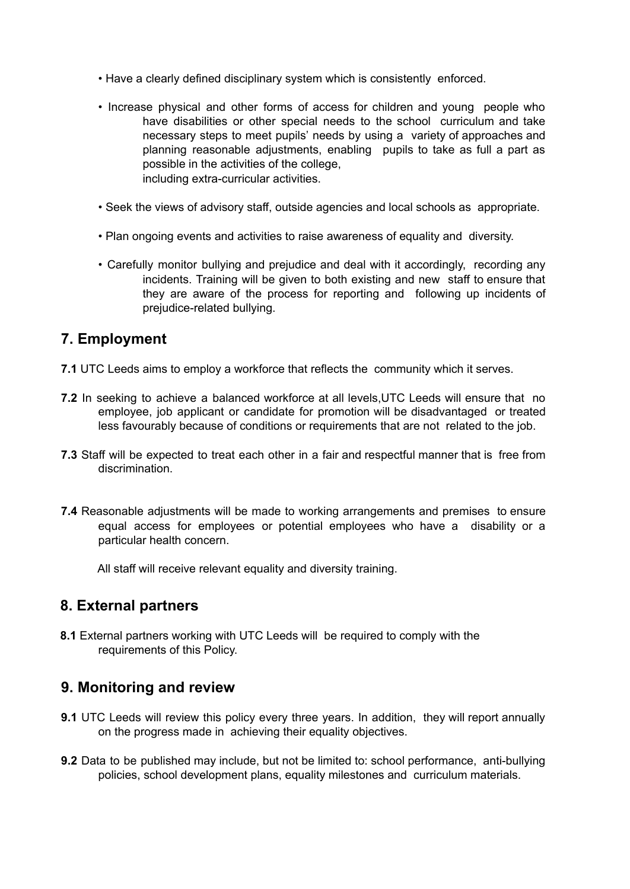- Have a clearly defined disciplinary system which is consistently enforced.
- Increase physical and other forms of access for children and young people who have disabilities or other special needs to the school curriculum and take necessary steps to meet pupils' needs by using a variety of approaches and planning reasonable adjustments, enabling pupils to take as full a part as possible in the activities of the college, including extra-curricular activities.
- Seek the views of advisory staff, outside agencies and local schools as appropriate.
- Plan ongoing events and activities to raise awareness of equality and diversity.
- Carefully monitor bullying and prejudice and deal with it accordingly, recording any incidents. Training will be given to both existing and new staff to ensure that they are aware of the process for reporting and following up incidents of prejudice-related bullying.

## 7. Employment

**7.1** UTC Leeds aims to employ a workforce that reflects the community which it serves.

**7.2** In seeking to achieve a balanced workforce at all levels,UTC Leeds will ensure that no employee, job applicant or candidate for promotion will be disadvantaged or treated less favourably because of conditions or requirements that are not related to the job.

**7.3** Staff will be expected to treat each other in a fair and respectful manner that is free from discrimination.

**7.4** Reasonable adjustments will be made to working arrangements and premises to ensure equal access for employees or potential employees who have a disability or a particular health concern.

All staff will receive relevant equality and diversity training.

## 8. External partners

**8.1** External partners working with UTC Leeds will be required to comply with the requirements of this Policy.

## 9. Monitoring and review

**9.1** UTC Leeds will review this policy every three years. In addition, they will report annually on the progress made in achieving their equality objectives.

**9.2** Data to be published may include, but not be limited to: school performance, anti-bullying policies, school development plans, equality milestones and curriculum materials.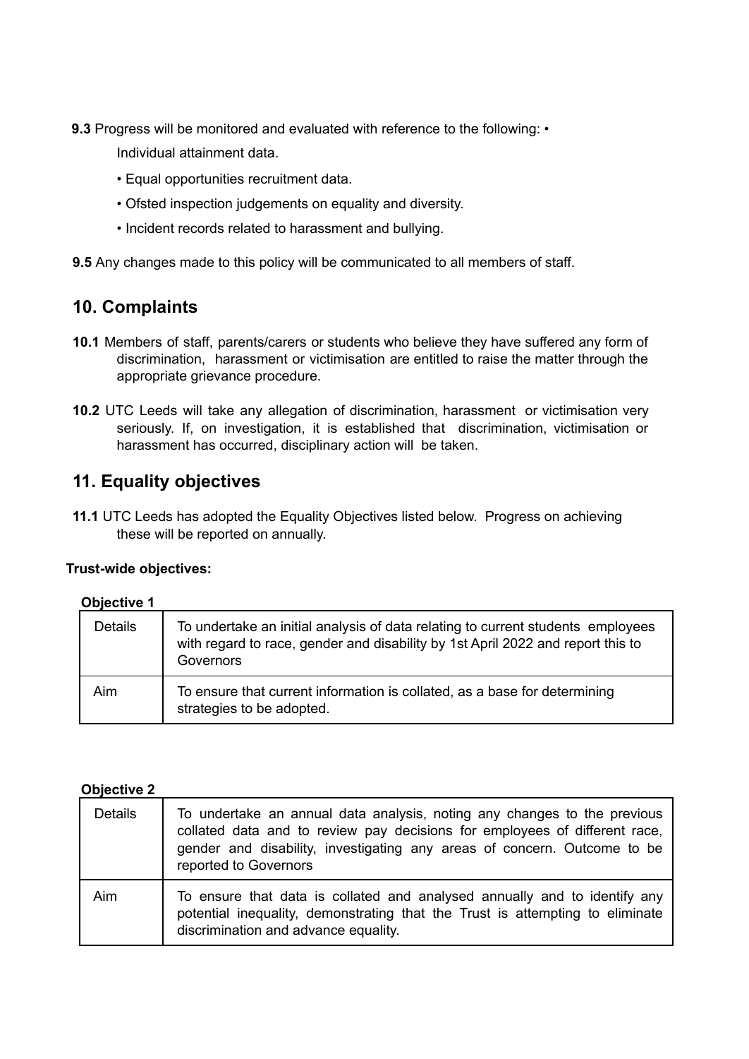**9.3** Progress will be monitored and evaluated with reference to the following: •

Individual attainment data.

- Equal opportunities recruitment data.
- Ofsted inspection judgements on equality and diversity.
- Incident records related to harassment and bullying.

**9.5** Any changes made to this policy will be communicated to all members of staff.

## 10. Complaints

**10.1** Members of staff, parents/carers or students who believe they have suffered any form of discrimination, harassment or victimisation are entitled to raise the matter through the appropriate grievance procedure.

**10.2** UTC Leeds will take any allegation of discrimination, harassment or victimisation very seriously. If, on investigation, it is established that discrimination, victimisation or harassment has occurred, disciplinary action will be taken.

## 11. Equality objectives

**11.1** UTC Leeds has adopted the Equality Objectives listed below. Progress on achieving these will be reported on annually.

**Trust-wide objectives:**

**Objective 1**

| | |
|---|---|
| Details | To undertake an initial analysis of data relating to current students employees with regard to race, gender and disability by 1st April 2022 and report this to Governors |
| Aim | To ensure that current information is collated, as a base for determining strategies to be adopted. |

**Objective 2**

| | |
|---|---|
| Details | To undertake an annual data analysis, noting any changes to the previous collated data and to review pay decisions for employees of different race, gender and disability, investigating any areas of concern. Outcome to be reported to Governors |
| Aim | To ensure that data is collated and analysed annually and to identify any potential inequality, demonstrating that the Trust is attempting to eliminate discrimination and advance equality. |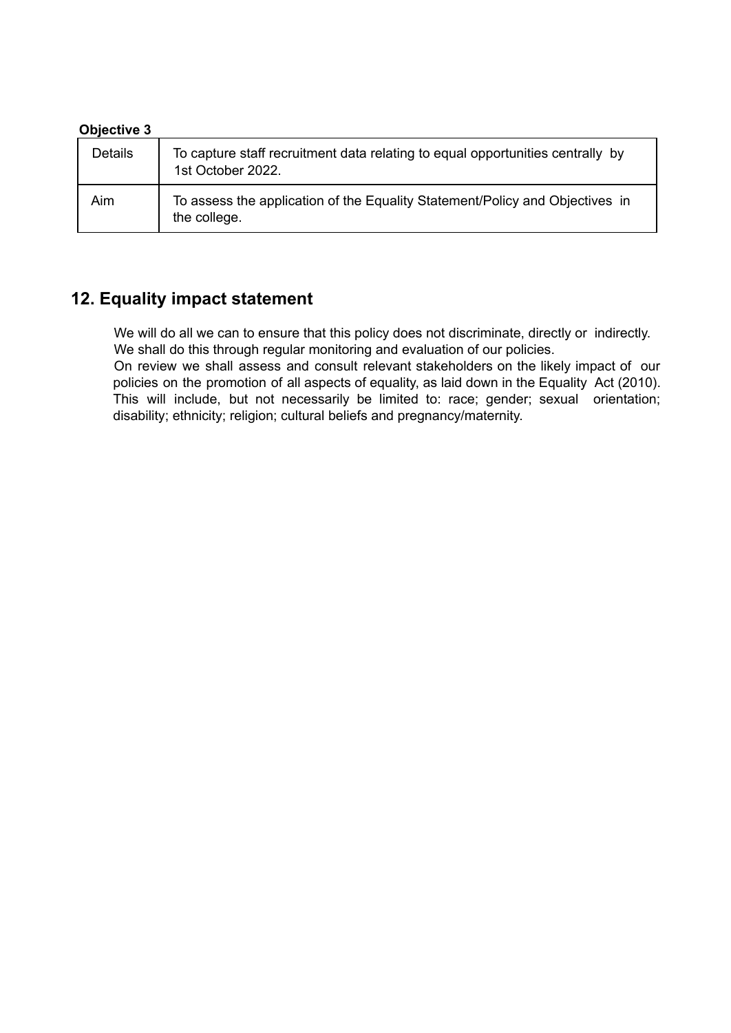**Objective 3**

| Details | To capture staff recruitment data relating to equal opportunities centrally by 1st October 2022. |
|---|---|
| Aim | To assess the application of the Equality Statement/Policy and Objectives in the college. |

## 12. Equality impact statement

We will do all we can to ensure that this policy does not discriminate, directly or indirectly. We shall do this through regular monitoring and evaluation of our policies.

On review we shall assess and consult relevant stakeholders on the likely impact of our policies on the promotion of all aspects of equality, as laid down in the Equality Act (2010). This will include, but not necessarily be limited to: race; gender; sexual orientation; disability; ethnicity; religion; cultural beliefs and pregnancy/maternity.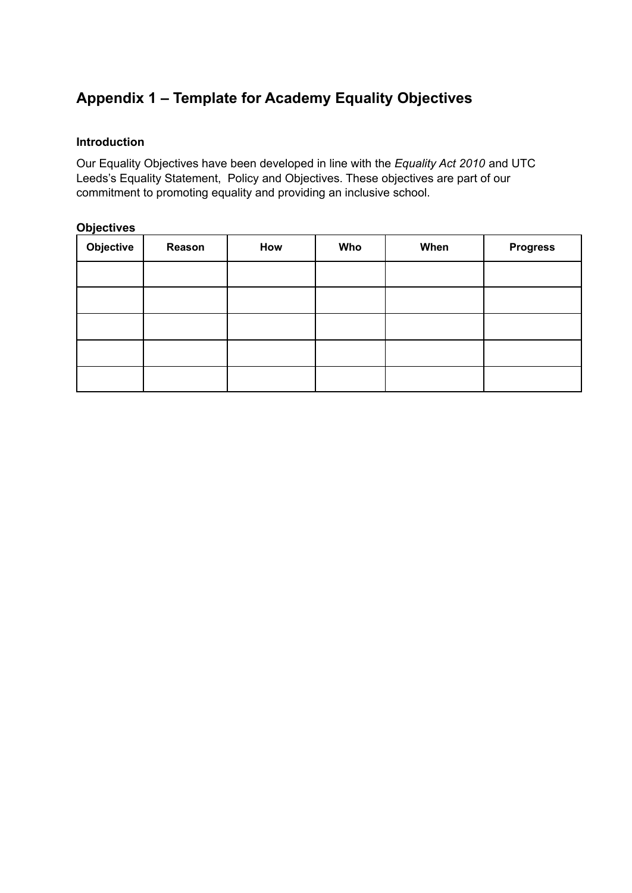## Appendix 1 – Template for Academy Equality Objectives

### Introduction

Our Equality Objectives have been developed in line with the *Equality Act 2010* and UTC Leeds's Equality Statement, Policy and Objectives. These objectives are part of our commitment to promoting equality and providing an inclusive school.

### Objectives

| Objective | Reason | How | Who | When | Progress |
|---|---|---|---|---|---|
| | | | | | |
| | | | | | |
| | | | | | |
| | | | | | |
| | | | | | |